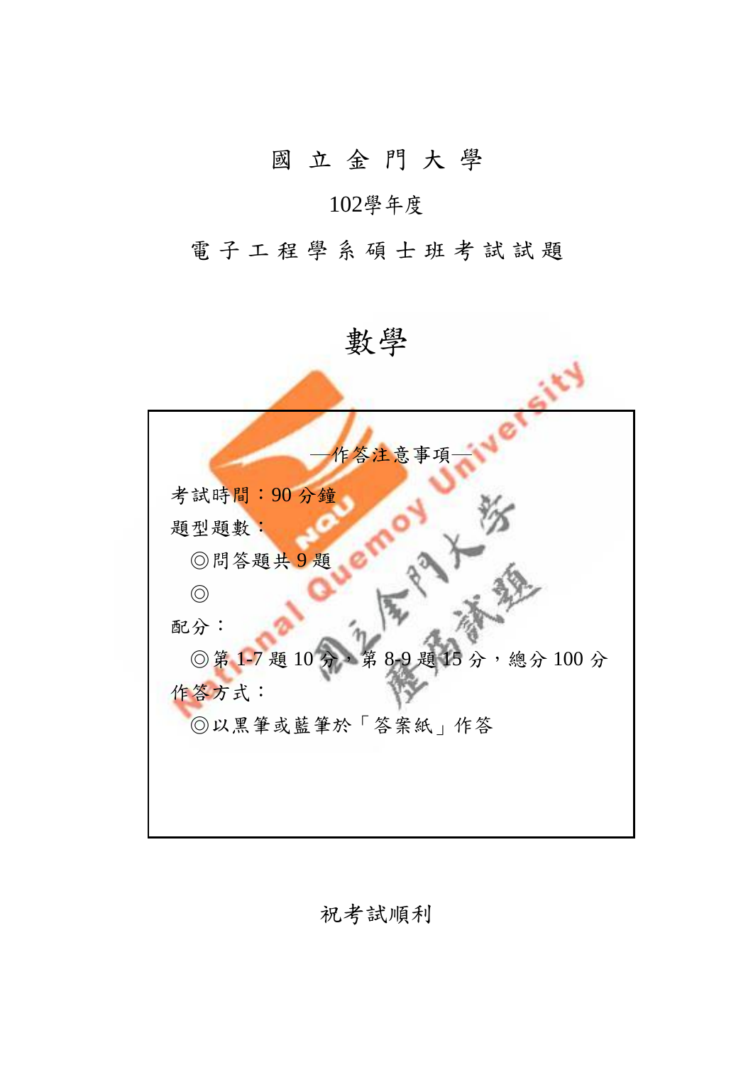# 國 立 金 門 大 學

102學年度

電 子 工 程 學 系 碩 士 班 考 試 試 題

# 數學

—作答注意事項—

考試時間：90 分鐘

題型題數：

◎問答題共 9 題

◎

配分：

◎第 1-7 題 10 分，第 8-9 題 15 分，總分 100 分

作答方式：

◎以黑筆或藍筆於「答案紙」作答

祝考試順利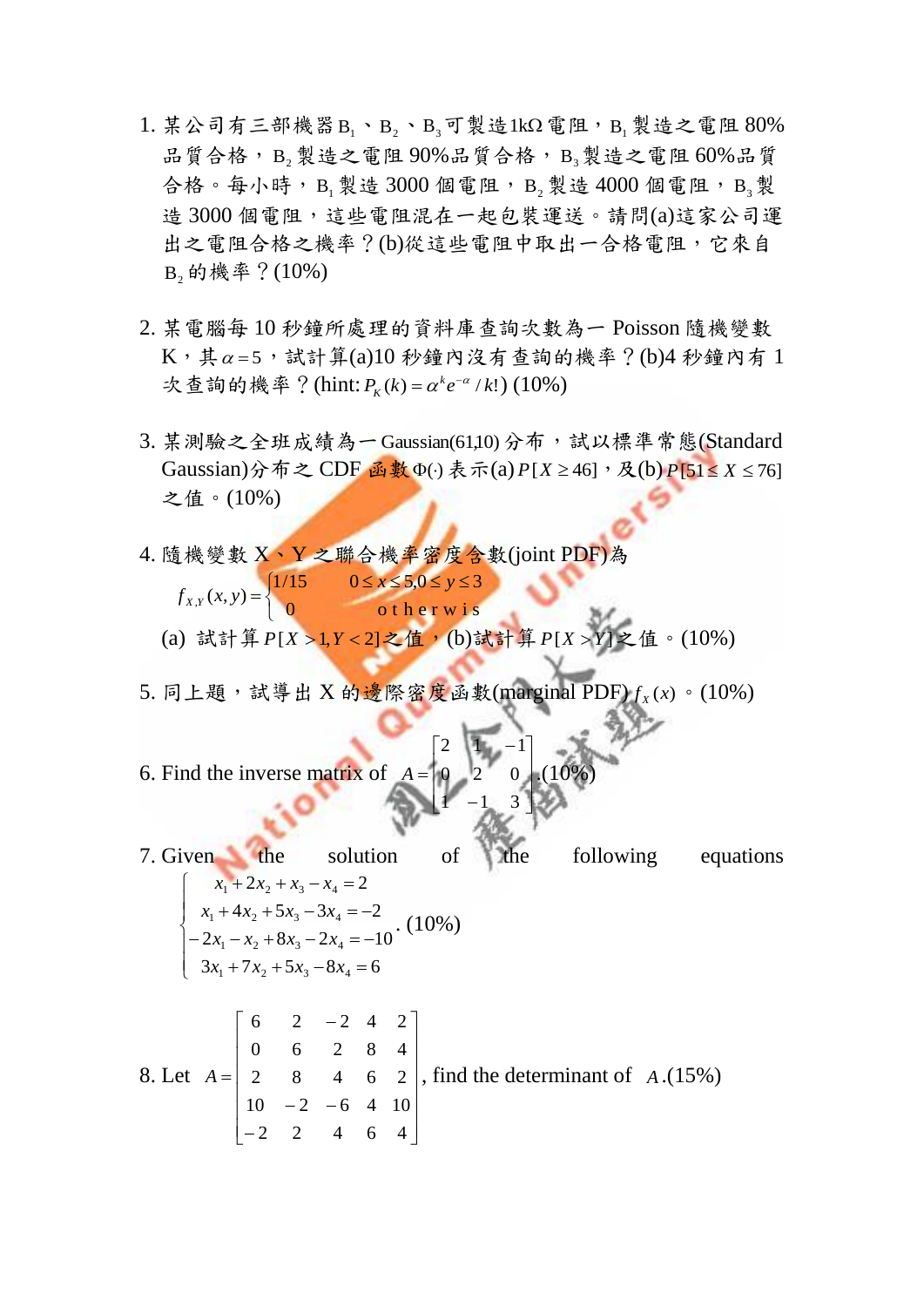1. 某公司有三部機器 $B_1$、$B_2$、$B_3$ 可製造 1kΩ 電阻，$B_1$ 製造之電阻 80% 品質合格，$B_2$ 製造之電阻 90%品質合格，$B_3$ 製造之電阻 60%品質合格。每小時，$B_1$ 製造 3000 個電阻，$B_2$ 製造 4000 個電阻，$B_3$ 製造 3000 個電阻，這些電阻混在一起包裝運送。請問(a)這家公司運出之電阻合格之機率？(b)從這些電阻中取出一合格電阻，它來自 $B_2$ 的機率？(10%)

2. 某電腦每 10 秒鐘所處理的資料庫查詢次數為一 Poisson 隨機變數 K，其 $\alpha = 5$，試計算(a)10 秒鐘內沒有查詢的機率？(b)4 秒鐘內有 1 次查詢的機率？(hint: $P_K(k) = \alpha^k e^{-\alpha} / k!$) (10%)

3. 某測驗之全班成績為一 Gaussian(61,10) 分布，試以標準常態(Standard Gaussian)分布之 CDF 函數 $\Phi(\cdot)$ 表示(a) $P[X \geq 46]$，及(b) $P[51 \leq X \leq 76]$ 之值。(10%)

4. 隨機變數 X、Y 之聯合機率密度含數(joint PDF)為

$$f_{X,Y}(x,y) = \begin{cases} 1/15 & 0 \leq x \leq 5, 0 \leq y \leq 3 \\ 0 & \text{otherwis} \end{cases}$$

(a) 試計算 $P[X > 1, Y < 2]$ 之值，(b)試計算 $P[X > Y]$ 之值。(10%)

5. 同上題，試導出 X 的邊際密度函數(marginal PDF) $f_X(x)$。(10%)

6. Find the inverse matrix of $A = \begin{bmatrix} 2 & 1 & -1 \\ 0 & 2 & 0 \\ 1 & -1 & 3 \end{bmatrix}$. (10%)

7. Given the solution of the following equations

$$\begin{cases} x_1 + 2x_2 + x_3 - x_4 = 2 \\ x_1 + 4x_2 + 5x_3 - 3x_4 = -2 \\ -2x_1 - x_2 + 8x_3 - 2x_4 = -10 \\ 3x_1 + 7x_2 + 5x_3 - 8x_4 = 6 \end{cases}$$

. (10%)

8. Let $A = \begin{bmatrix} 6 & 2 & -2 & 4 & 2 \\ 0 & 6 & 2 & 8 & 4 \\ 2 & 8 & 4 & 6 & 2 \\ 10 & -2 & -6 & 4 & 10 \\ -2 & 2 & 4 & 6 & 4 \end{bmatrix}$, find the determinant of $A$.(15%)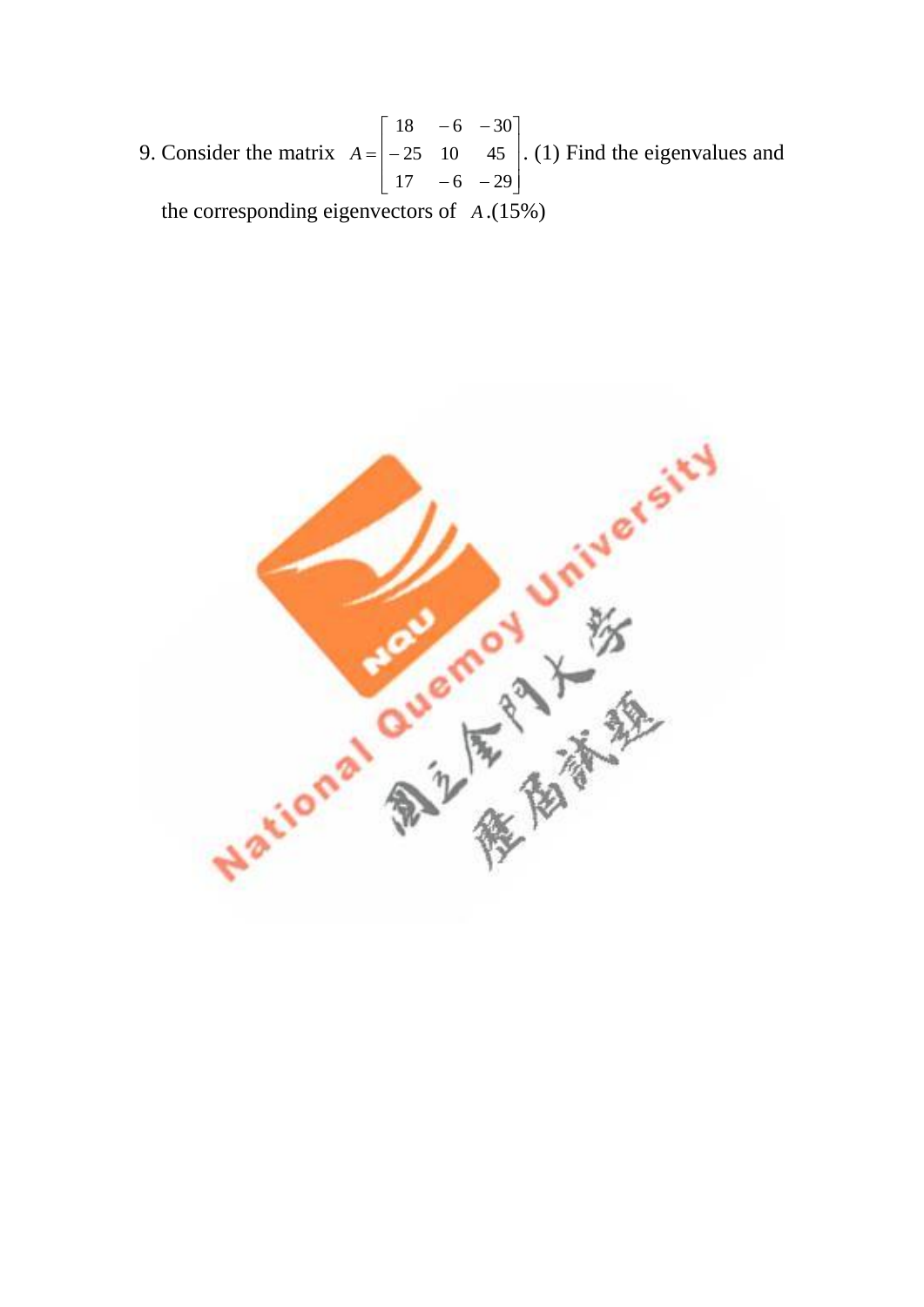9. Consider the matrix $A = \begin{bmatrix} 18 & -6 & -30 \\ -25 & 10 & 45 \\ 17 & -6 & -29 \end{bmatrix}$. (1) Find the eigenvalues and the corresponding eigenvectors of $A$.(15%)